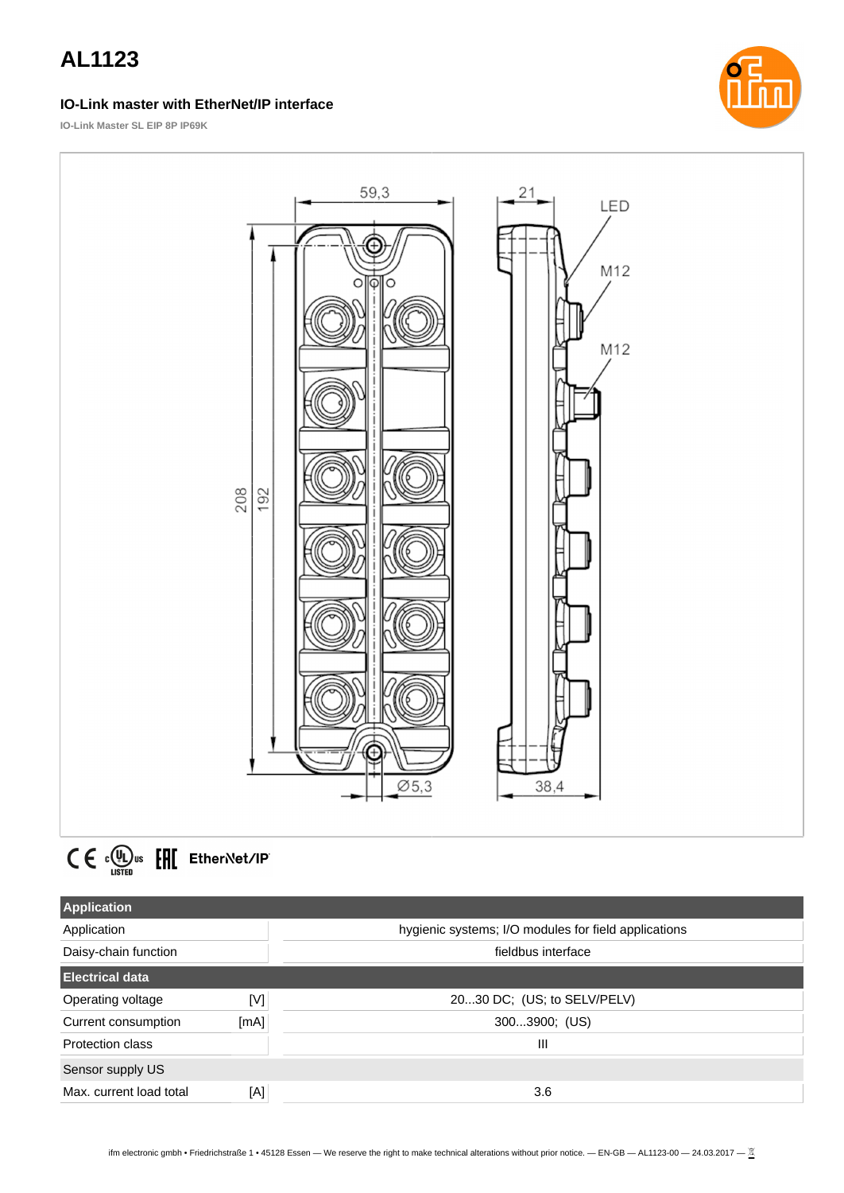# AL1123

### IO-Link master with EtherNet/IP interface

**IO-Link Master SL EIP 8P IP69K**

| **Application** | | |
|---|---|---|
| Application | | hygienic systems; I/O modules for field applications |
| Daisy-chain function | | fieldbus interface |
| **Electrical data** | | |
| Operating voltage | [V] | 20...30 DC; (US; to SELV/PELV) |
| Current consumption | [mA] | 300...3900; (US) |
| Protection class | | III |
| Sensor supply US | | |
| Max. current load total | [A] | 3.6 |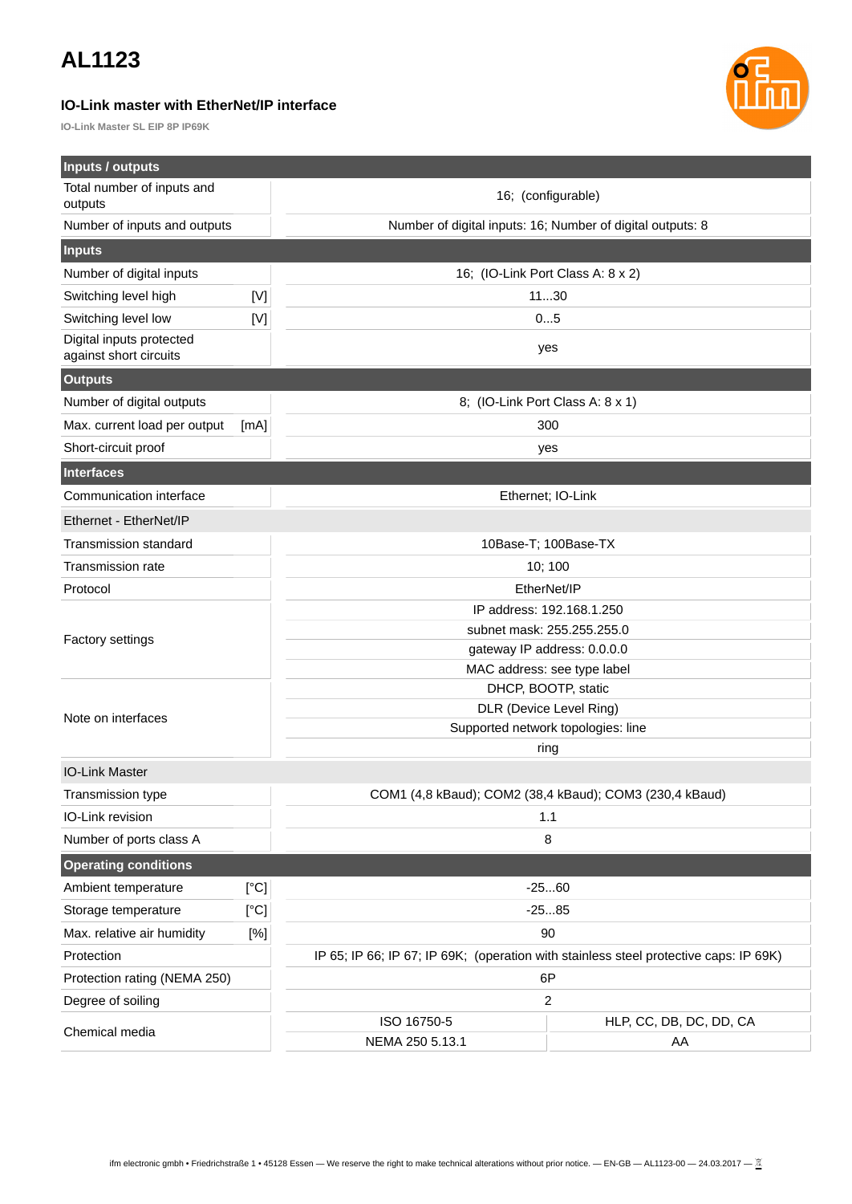# AL1123

### IO-Link master with EtherNet/IP interface

IO-Link Master SL EIP 8P IP69K

| **Inputs / outputs** | | | |
|---|---|---|---|
| Total number of inputs and outputs | | 16; (configurable) | |
| Number of inputs and outputs | | Number of digital inputs: 16; Number of digital outputs: 8 | |
| **Inputs** | | | |
| Number of digital inputs | | 16; (IO-Link Port Class A: 8 x 2) | |
| Switching level high | [V] | 11...30 | |
| Switching level low | [V] | 0...5 | |
| Digital inputs protected against short circuits | | yes | |
| **Outputs** | | | |
| Number of digital outputs | | 8; (IO-Link Port Class A: 8 x 1) | |
| Max. current load per output | [mA] | 300 | |
| Short-circuit proof | | yes | |
| **Interfaces** | | | |
| Communication interface | | Ethernet; IO-Link | |
| Ethernet - EtherNet/IP | | | |
| Transmission standard | | 10Base-T; 100Base-TX | |
| Transmission rate | | 10; 100 | |
| Protocol | | EtherNet/IP | |
| Factory settings | | IP address: 192.168.1.250 | |
| | | subnet mask: 255.255.255.0 | |
| | | gateway IP address: 0.0.0.0 | |
| | | MAC address: see type label | |
| Note on interfaces | | DHCP, BOOTP, static | |
| | | DLR (Device Level Ring) | |
| | | Supported network topologies: line | |
| | | ring | |
| IO-Link Master | | | |
| Transmission type | | COM1 (4,8 kBaud); COM2 (38,4 kBaud); COM3 (230,4 kBaud) | |
| IO-Link revision | | 1.1 | |
| Number of ports class A | | 8 | |
| **Operating conditions** | | | |
| Ambient temperature | [°C] | -25...60 | |
| Storage temperature | [°C] | -25...85 | |
| Max. relative air humidity | [%] | 90 | |
| Protection | | IP 65; IP 66; IP 67; IP 69K; (operation with stainless steel protective caps: IP 69K) | |
| Protection rating (NEMA 250) | | 6P | |
| Degree of soiling | | 2 | |
| Chemical media | | ISO 16750-5 | HLP, CC, DB, DC, DD, CA |
| | | NEMA 250 5.13.1 | AA |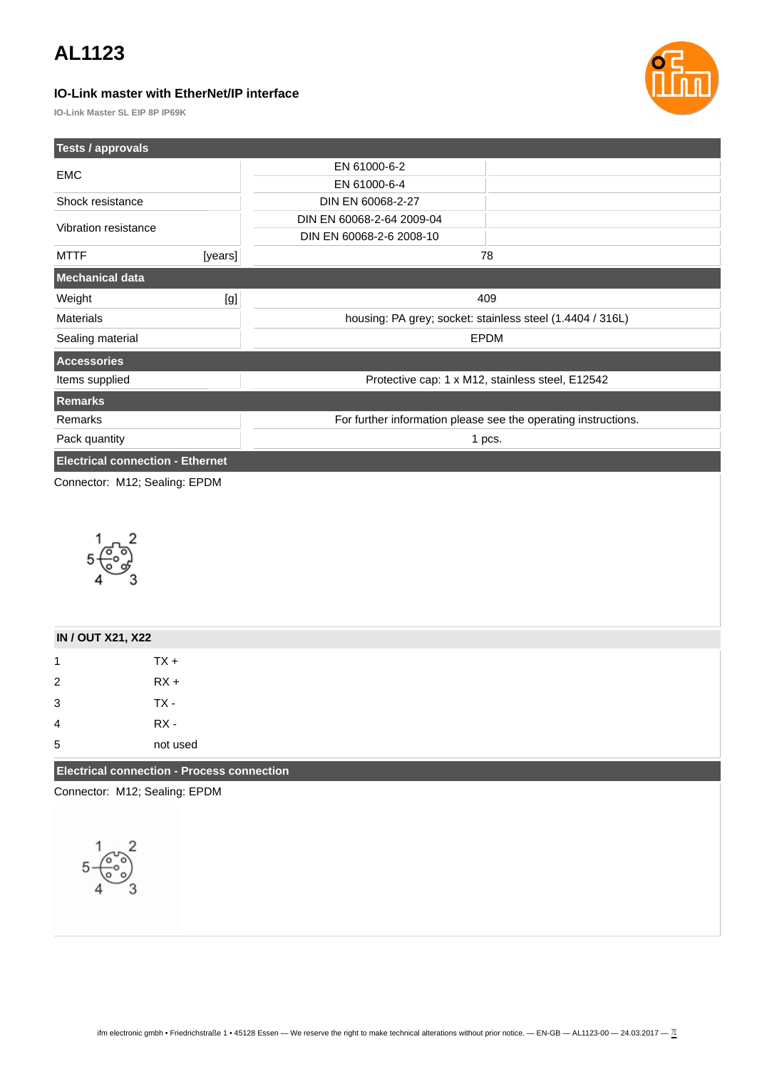# AL1123

### IO-Link master with EtherNet/IP interface

**IO-Link Master SL EIP 8P IP69K**

| Tests / approvals | | |
|---|---|---|
| EMC | | EN 61000-6-2 |
| | | EN 61000-6-4 |
| Shock resistance | | DIN EN 60068-2-27 |
| Vibration resistance | | DIN EN 60068-2-64 2009-04 |
| | | DIN EN 60068-2-6 2008-10 |
| MTTF | [years] | 78 |

| Mechanical data | | |
|---|---|---|
| Weight | [g] | 409 |
| Materials | | housing: PA grey; socket: stainless steel (1.4404 / 316L) |
| Sealing material | | EPDM |

| Accessories | |
|---|---|
| Items supplied | Protective cap: 1 x M12, stainless steel, E12542 |

| Remarks | |
|---|---|
| Remarks | For further information please see the operating instructions. |
| Pack quantity | 1 pcs. |

**Electrical connection - Ethernet**

Connector: M12; Sealing: EPDM

| IN / OUT X21, X22 | |
|---|---|
| 1 | TX + |
| 2 | RX + |
| 3 | TX - |
| 4 | RX - |
| 5 | not used |

**Electrical connection - Process connection**

Connector: M12; Sealing: EPDM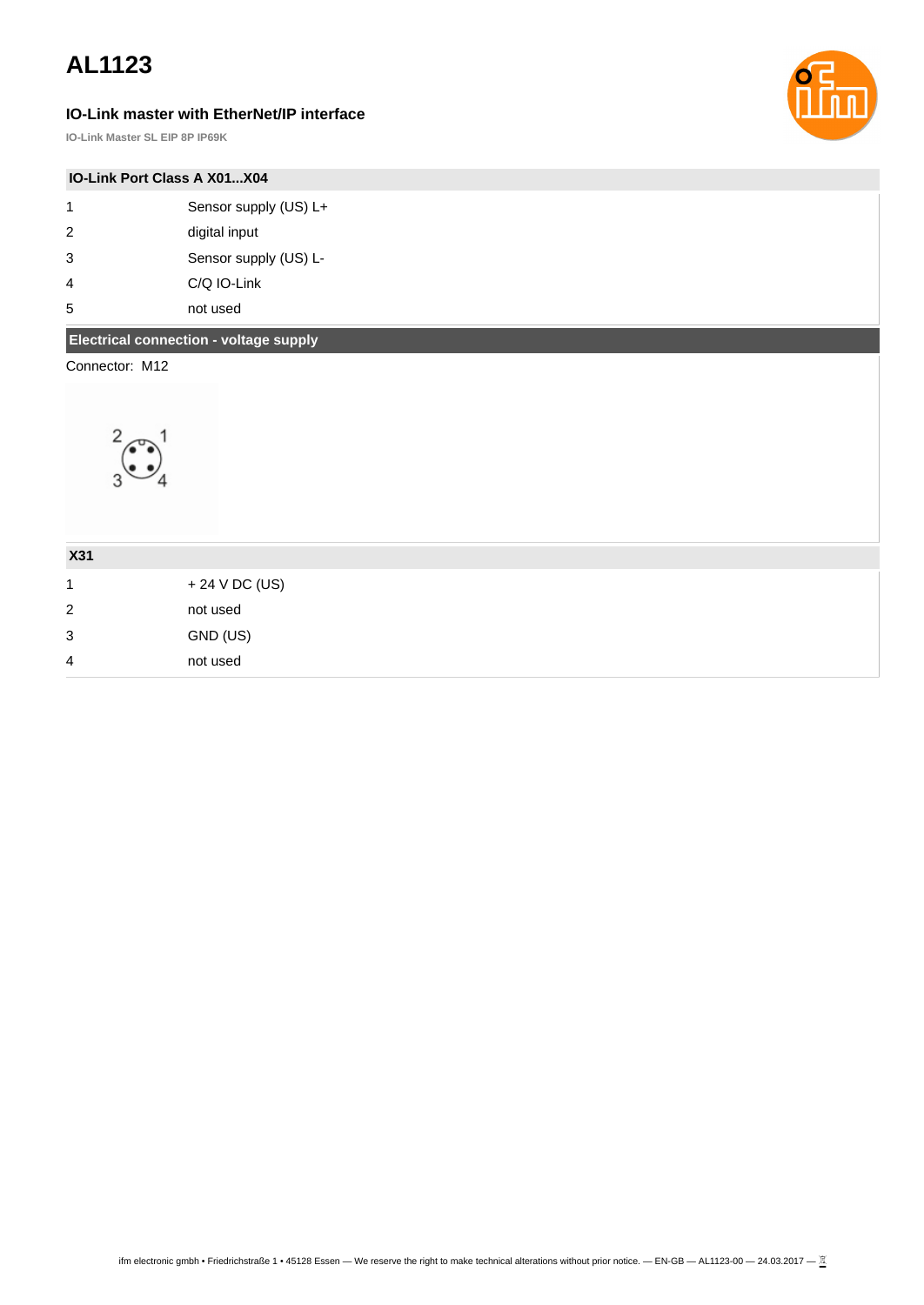# AL1123

### IO-Link master with EtherNet/IP interface

**IO-Link Master SL EIP 8P IP69K**

| IO-Link Port Class A X01...X04 | |
|---|---|
| 1 | Sensor supply (US) L+ |
| 2 | digital input |
| 3 | Sensor supply (US) L- |
| 4 | C/Q IO-Link |
| 5 | not used |

## Electrical connection - voltage supply

Connector: M12

2 1
3 4

| X31 | |
|---|---|
| 1 | + 24 V DC (US) |
| 2 | not used |
| 3 | GND (US) |
| 4 | not used |

ifm electronic gmbh • Friedrichstraße 1 • 45128 Essen — We reserve the right to make technical alterations without prior notice. — EN-GB — AL1123-00 — 24.03.2017 —